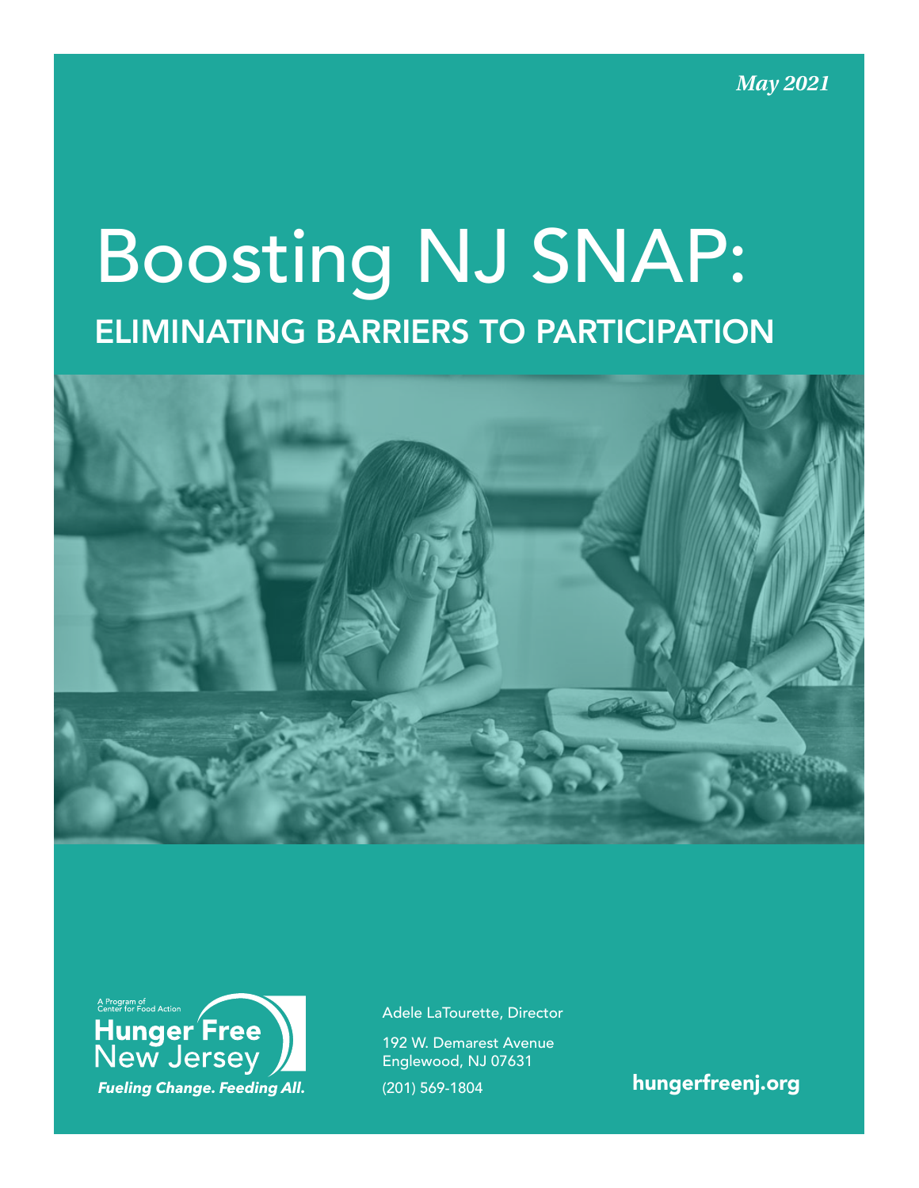*May 2021*

# Boosting NJ SNAP:

## ELIMINATING BARRIERS TO PARTICIPATION

A Program of Center for Food Action

**Hunger Free New Jersey**

***Fueling Change. Feeding All.***

Adele LaTourette, Director

192 W. Demarest Avenue
Englewood, NJ 07631

(201) 569-1804

**hungerfreenj.org**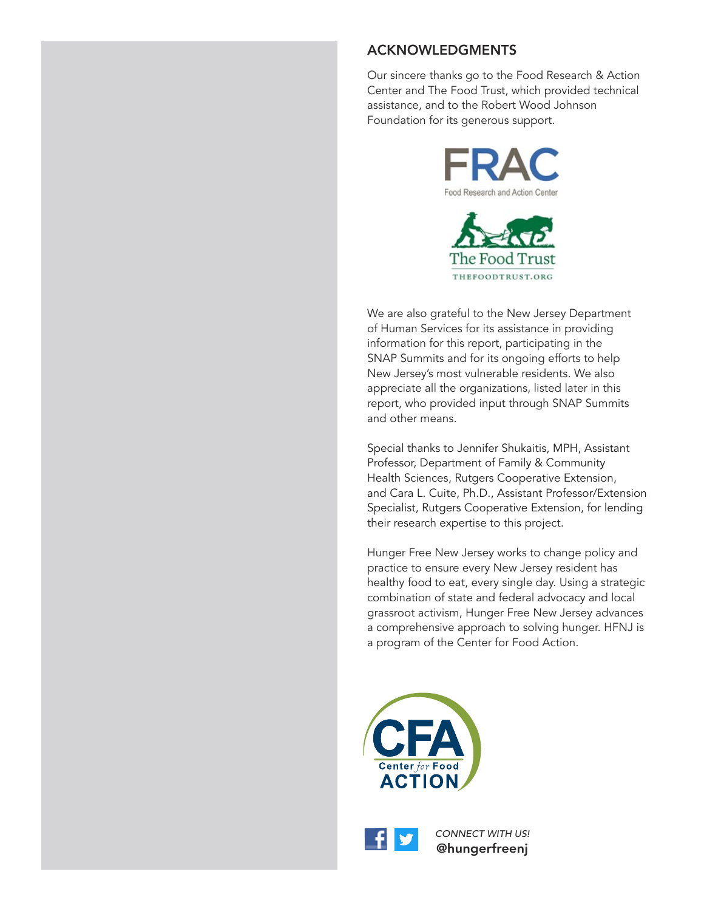## ACKNOWLEDGMENTS

Our sincere thanks go to the Food Research & Action Center and The Food Trust, which provided technical assistance, and to the Robert Wood Johnson Foundation for its generous support.

FRAC
Food Research and Action Center

The Food Trust
THEFOODTRUST.ORG

We are also grateful to the New Jersey Department of Human Services for its assistance in providing information for this report, participating in the SNAP Summits and for its ongoing efforts to help New Jersey's most vulnerable residents. We also appreciate all the organizations, listed later in this report, who provided input through SNAP Summits and other means.

Special thanks to Jennifer Shukaitis, MPH, Assistant Professor, Department of Family & Community Health Sciences, Rutgers Cooperative Extension, and Cara L. Cuite, Ph.D., Assistant Professor/Extension Specialist, Rutgers Cooperative Extension, for lending their research expertise to this project.

Hunger Free New Jersey works to change policy and practice to ensure every New Jersey resident has healthy food to eat, every single day. Using a strategic combination of state and federal advocacy and local grassroot activism, Hunger Free New Jersey advances a comprehensive approach to solving hunger. HFNJ is a program of the Center for Food Action.

CFA
Center *for* Food
ACTION

*CONNECT WITH US!*
**@hungerfreenj**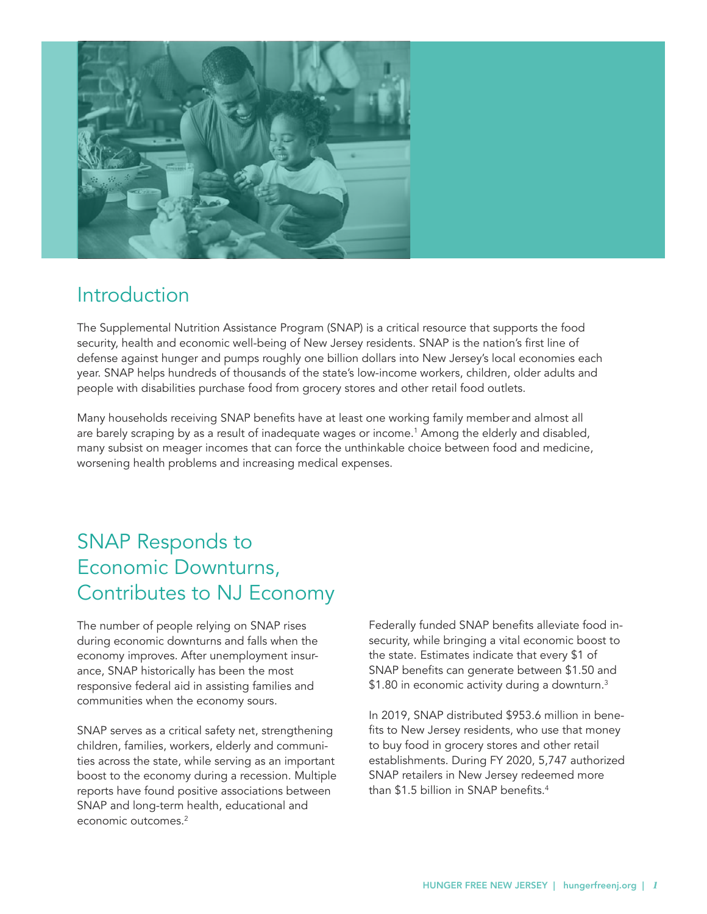## Introduction

The Supplemental Nutrition Assistance Program (SNAP) is a critical resource that supports the food security, health and economic well-being of New Jersey residents. SNAP is the nation's first line of defense against hunger and pumps roughly one billion dollars into New Jersey's local economies each year. SNAP helps hundreds of thousands of the state's low-income workers, children, older adults and people with disabilities purchase food from grocery stores and other retail food outlets.

Many households receiving SNAP benefits have at least one working family member and almost all are barely scraping by as a result of inadequate wages or income.[1] Among the elderly and disabled, many subsist on meager incomes that can force the unthinkable choice between food and medicine, worsening health problems and increasing medical expenses.

## SNAP Responds to Economic Downturns, Contributes to NJ Economy

The number of people relying on SNAP rises during economic downturns and falls when the economy improves. After unemployment insurance, SNAP historically has been the most responsive federal aid in assisting families and communities when the economy sours.

SNAP serves as a critical safety net, strengthening children, families, workers, elderly and communities across the state, while serving as an important boost to the economy during a recession. Multiple reports have found positive associations between SNAP and long-term health, educational and economic outcomes.[2]

Federally funded SNAP benefits alleviate food insecurity, while bringing a vital economic boost to the state. Estimates indicate that every $1 of SNAP benefits can generate between $1.50 and $1.80 in economic activity during a downturn.[3]

In 2019, SNAP distributed $953.6 million in benefits to New Jersey residents, who use that money to buy food in grocery stores and other retail establishments. During FY 2020, 5,747 authorized SNAP retailers in New Jersey redeemed more than $1.5 billion in SNAP benefits.[4]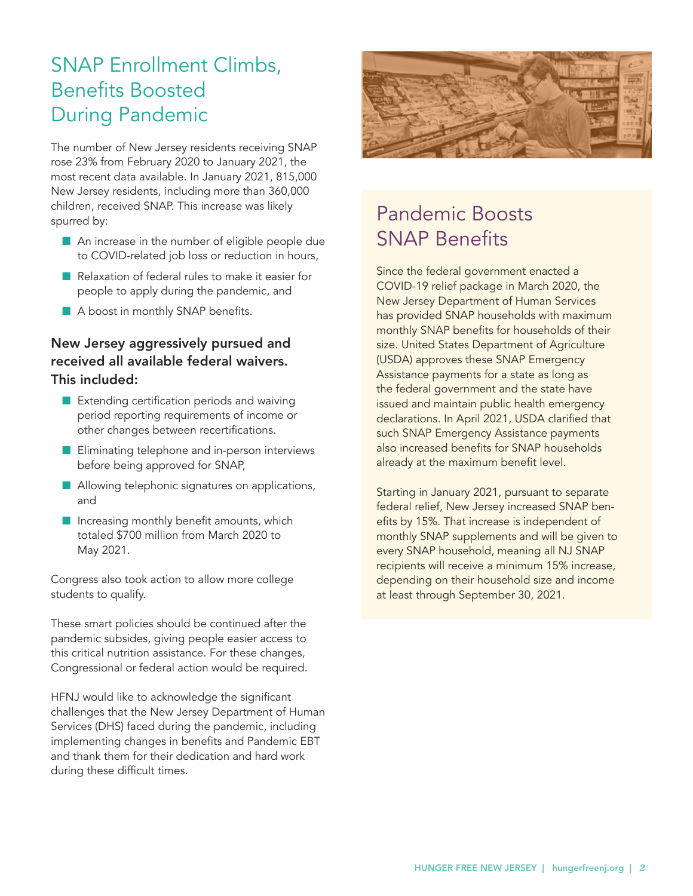## SNAP Enrollment Climbs, Benefits Boosted During Pandemic

The number of New Jersey residents receiving SNAP rose 23% from February 2020 to January 2021, the most recent data available. In January 2021, 815,000 New Jersey residents, including more than 360,000 children, received SNAP. This increase was likely spurred by:

- An increase in the number of eligible people due to COVID-related job loss or reduction in hours,
- Relaxation of federal rules to make it easier for people to apply during the pandemic, and
- A boost in monthly SNAP benefits.

**New Jersey aggressively pursued and received all available federal waivers. This included:**

- Extending certification periods and waiving period reporting requirements of income or other changes between recertifications.
- Eliminating telephone and in-person interviews before being approved for SNAP,
- Allowing telephonic signatures on applications, and
- Increasing monthly benefit amounts, which totaled $700 million from March 2020 to May 2021.

Congress also took action to allow more college students to qualify.

These smart policies should be continued after the pandemic subsides, giving people easier access to this critical nutrition assistance. For these changes, Congressional or federal action would be required.

HFNJ would like to acknowledge the significant challenges that the New Jersey Department of Human Services (DHS) faced during the pandemic, including implementing changes in benefits and Pandemic EBT and thank them for their dedication and hard work during these difficult times.

## Pandemic Boosts SNAP Benefits

Since the federal government enacted a COVID-19 relief package in March 2020, the New Jersey Department of Human Services has provided SNAP households with maximum monthly SNAP benefits for households of their size. United States Department of Agriculture (USDA) approves these SNAP Emergency Assistance payments for a state as long as the federal government and the state have issued and maintain public health emergency declarations. In April 2021, USDA clarified that such SNAP Emergency Assistance payments also increased benefits for SNAP households already at the maximum benefit level.

Starting in January 2021, pursuant to separate federal relief, New Jersey increased SNAP benefits by 15%. That increase is independent of monthly SNAP supplements and will be given to every SNAP household, meaning all NJ SNAP recipients will receive a minimum 15% increase, depending on their household size and income at least through September 30, 2021.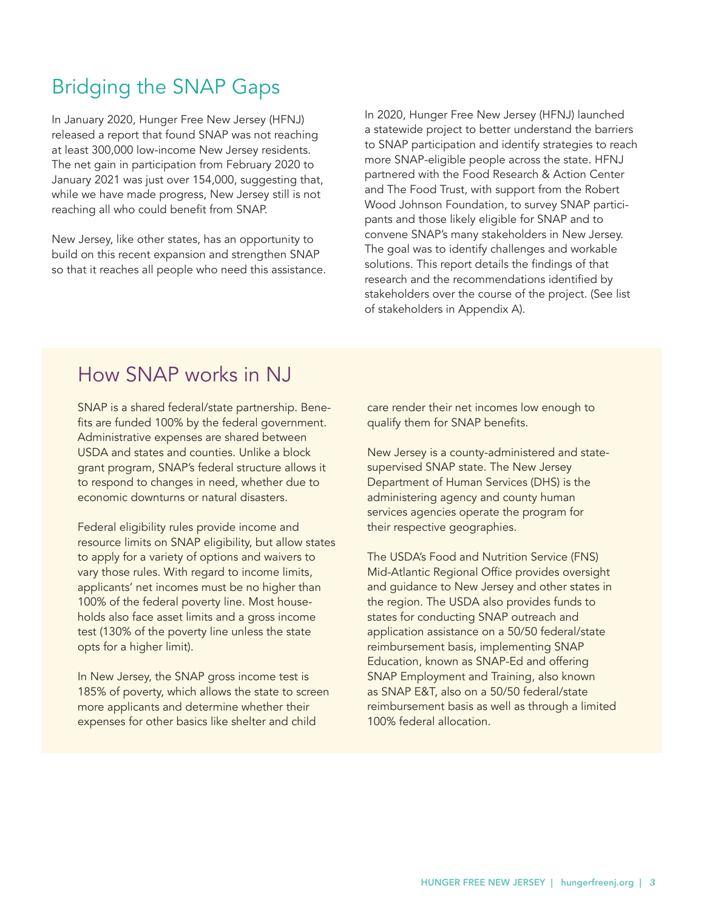## Bridging the SNAP Gaps

In January 2020, Hunger Free New Jersey (HFNJ) released a report that found SNAP was not reaching at least 300,000 low-income New Jersey residents. The net gain in participation from February 2020 to January 2021 was just over 154,000, suggesting that, while we have made progress, New Jersey still is not reaching all who could benefit from SNAP.

New Jersey, like other states, has an opportunity to build on this recent expansion and strengthen SNAP so that it reaches all people who need this assistance.

In 2020, Hunger Free New Jersey (HFNJ) launched a statewide project to better understand the barriers to SNAP participation and identify strategies to reach more SNAP-eligible people across the state. HFNJ partnered with the Food Research & Action Center and The Food Trust, with support from the Robert Wood Johnson Foundation, to survey SNAP participants and those likely eligible for SNAP and to convene SNAP's many stakeholders in New Jersey. The goal was to identify challenges and workable solutions. This report details the findings of that research and the recommendations identified by stakeholders over the course of the project. (See list of stakeholders in Appendix A).

## How SNAP works in NJ

SNAP is a shared federal/state partnership. Benefits are funded 100% by the federal government. Administrative expenses are shared between USDA and states and counties. Unlike a block grant program, SNAP's federal structure allows it to respond to changes in need, whether due to economic downturns or natural disasters.

Federal eligibility rules provide income and resource limits on SNAP eligibility, but allow states to apply for a variety of options and waivers to vary those rules. With regard to income limits, applicants' net incomes must be no higher than 100% of the federal poverty line. Most households also face asset limits and a gross income test (130% of the poverty line unless the state opts for a higher limit).

In New Jersey, the SNAP gross income test is 185% of poverty, which allows the state to screen more applicants and determine whether their expenses for other basics like shelter and child care render their net incomes low enough to qualify them for SNAP benefits.

New Jersey is a county-administered and state-supervised SNAP state. The New Jersey Department of Human Services (DHS) is the administering agency and county human services agencies operate the program for their respective geographies.

The USDA's Food and Nutrition Service (FNS) Mid-Atlantic Regional Office provides oversight and guidance to New Jersey and other states in the region. The USDA also provides funds to states for conducting SNAP outreach and application assistance on a 50/50 federal/state reimbursement basis, implementing SNAP Education, known as SNAP-Ed and offering SNAP Employment and Training, also known as SNAP E&T, also on a 50/50 federal/state reimbursement basis as well as through a limited 100% federal allocation.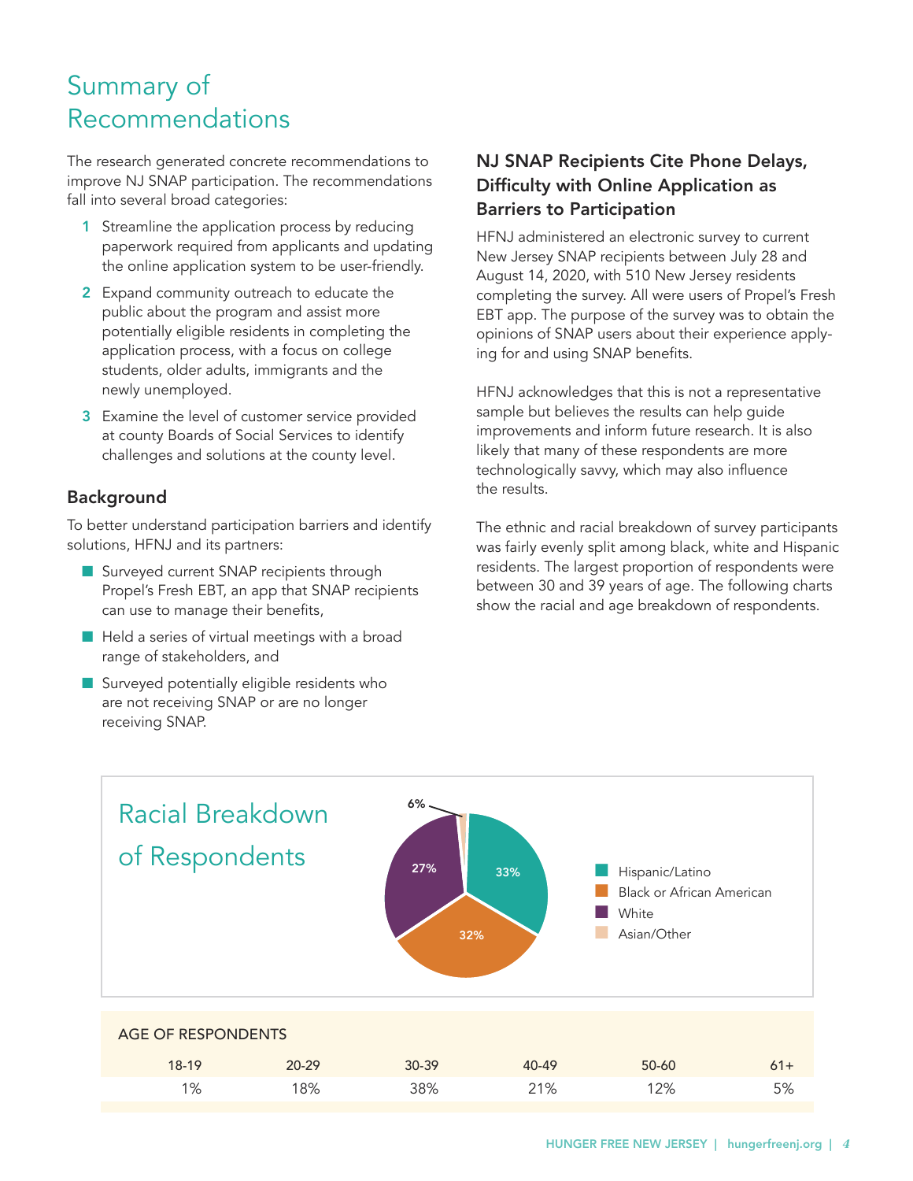# Summary of Recommendations

The research generated concrete recommendations to improve NJ SNAP participation. The recommendations fall into several broad categories:

1. Streamline the application process by reducing paperwork required from applicants and updating the online application system to be user-friendly.
2. Expand community outreach to educate the public about the program and assist more potentially eligible residents in completing the application process, with a focus on college students, older adults, immigrants and the newly unemployed.
3. Examine the level of customer service provided at county Boards of Social Services to identify challenges and solutions at the county level.

## Background

To better understand participation barriers and identify solutions, HFNJ and its partners:

- Surveyed current SNAP recipients through Propel's Fresh EBT, an app that SNAP recipients can use to manage their benefits,
- Held a series of virtual meetings with a broad range of stakeholders, and
- Surveyed potentially eligible residents who are not receiving SNAP or are no longer receiving SNAP.

## NJ SNAP Recipients Cite Phone Delays, Difficulty with Online Application as Barriers to Participation

HFNJ administered an electronic survey to current New Jersey SNAP recipients between July 28 and August 14, 2020, with 510 New Jersey residents completing the survey. All were users of Propel's Fresh EBT app. The purpose of the survey was to obtain the opinions of SNAP users about their experience applying for and using SNAP benefits.

HFNJ acknowledges that this is not a representative sample but believes the results can help guide improvements and inform future research. It is also likely that many of these respondents are more technologically savvy, which may also influence the results.

The ethnic and racial breakdown of survey participants was fairly evenly split among black, white and Hispanic residents. The largest proportion of respondents were between 30 and 39 years of age. The following charts show the racial and age breakdown of respondents.

## Racial Breakdown of Respondents

| Race | Percent |
|---|---|
| Hispanic/Latino | 33% |
| Black or African American | 32% |
| White | 27% |
| Asian/Other | 6% |

**AGE OF RESPONDENTS**

| 18-19 | 20-29 | 30-39 | 40-49 | 50-60 | 61+ |
|---|---|---|---|---|---|
| 1% | 18% | 38% | 21% | 12% | 5% |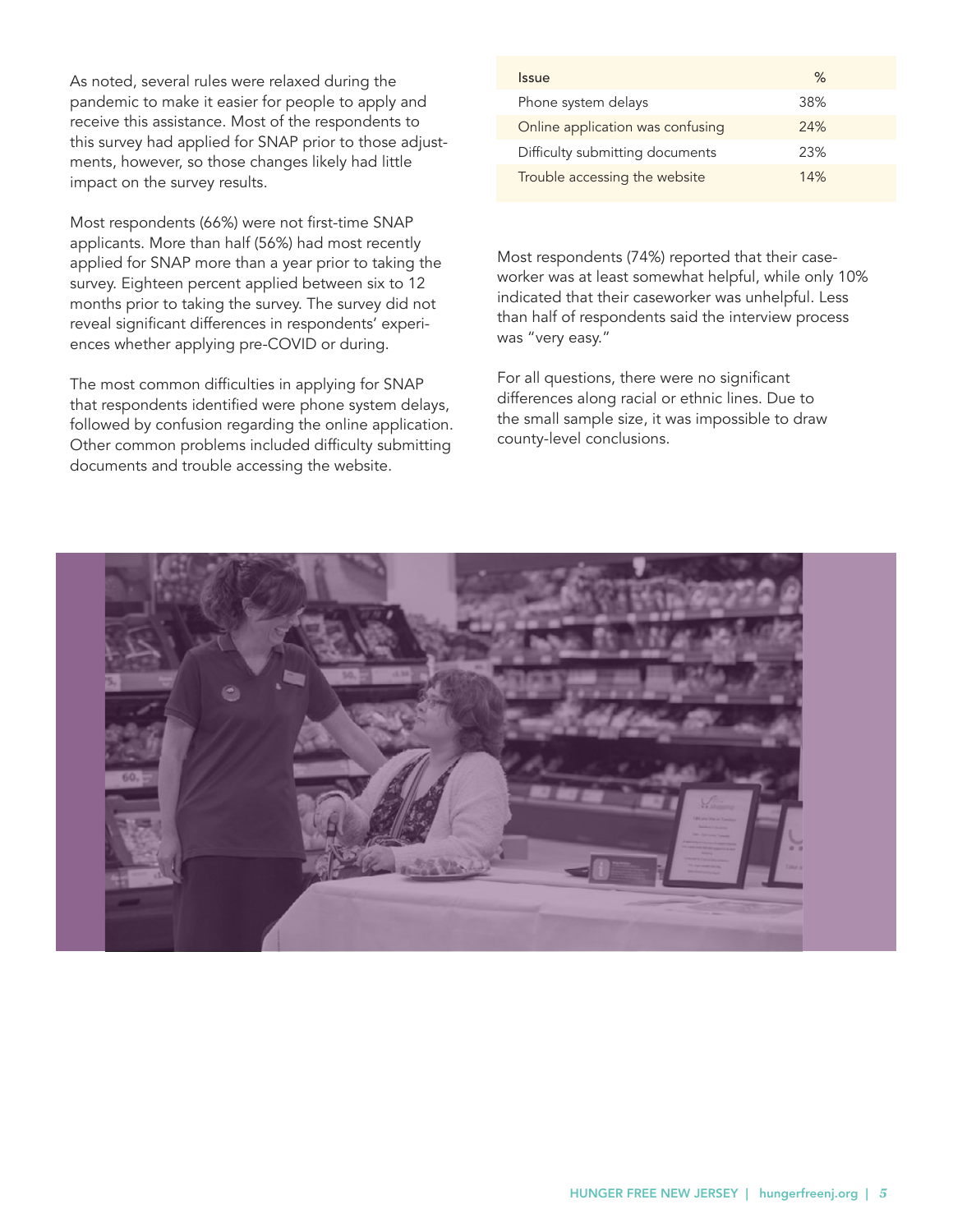As noted, several rules were relaxed during the pandemic to make it easier for people to apply and receive this assistance. Most of the respondents to this survey had applied for SNAP prior to those adjustments, however, so those changes likely had little impact on the survey results.

Most respondents (66%) were not first-time SNAP applicants. More than half (56%) had most recently applied for SNAP more than a year prior to taking the survey. Eighteen percent applied between six to 12 months prior to taking the survey. The survey did not reveal significant differences in respondents' experiences whether applying pre-COVID or during.

The most common difficulties in applying for SNAP that respondents identified were phone system delays, followed by confusion regarding the online application. Other common problems included difficulty submitting documents and trouble accessing the website.

| Issue | % |
|---|---|
| Phone system delays | 38% |
| Online application was confusing | 24% |
| Difficulty submitting documents | 23% |
| Trouble accessing the website | 14% |

Most respondents (74%) reported that their caseworker was at least somewhat helpful, while only 10% indicated that their caseworker was unhelpful. Less than half of respondents said the interview process was "very easy."

For all questions, there were no significant differences along racial or ethnic lines. Due to the small sample size, it was impossible to draw county-level conclusions.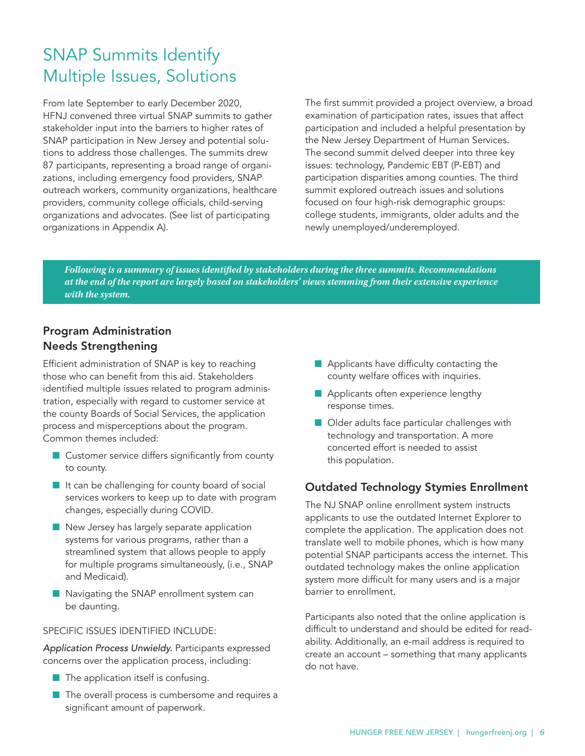# SNAP Summits Identify Multiple Issues, Solutions

From late September to early December 2020, HFNJ convened three virtual SNAP summits to gather stakeholder input into the barriers to higher rates of SNAP participation in New Jersey and potential solutions to address those challenges. The summits drew 87 participants, representing a broad range of organizations, including emergency food providers, SNAP outreach workers, community organizations, healthcare providers, community college officials, child-serving organizations and advocates. (See list of participating organizations in Appendix A).

The first summit provided a project overview, a broad examination of participation rates, issues that affect participation and included a helpful presentation by the New Jersey Department of Human Services. The second summit delved deeper into three key issues: technology, Pandemic EBT (P-EBT) and participation disparities among counties. The third summit explored outreach issues and solutions focused on four high-risk demographic groups: college students, immigrants, older adults and the newly unemployed/underemployed.

***Following is a summary of issues identified by stakeholders during the three summits. Recommendations at the end of the report are largely based on stakeholders' views stemming from their extensive experience with the system.***

### Program Administration Needs Strengthening

Efficient administration of SNAP is key to reaching those who can benefit from this aid. Stakeholders identified multiple issues related to program administration, especially with regard to customer service at the county Boards of Social Services, the application process and misperceptions about the program. Common themes included:

- Customer service differs significantly from county to county.
- It can be challenging for county board of social services workers to keep up to date with program changes, especially during COVID.
- New Jersey has largely separate application systems for various programs, rather than a streamlined system that allows people to apply for multiple programs simultaneously, (i.e., SNAP and Medicaid).
- Navigating the SNAP enrollment system can be daunting.

SPECIFIC ISSUES IDENTIFIED INCLUDE:

*Application Process Unwieldy.* Participants expressed concerns over the application process, including:

- The application itself is confusing.
- The overall process is cumbersome and requires a significant amount of paperwork.
- Applicants have difficulty contacting the county welfare offices with inquiries.
- Applicants often experience lengthy response times.
- Older adults face particular challenges with technology and transportation. A more concerted effort is needed to assist this population.

### Outdated Technology Stymies Enrollment

The NJ SNAP online enrollment system instructs applicants to use the outdated Internet Explorer to complete the application. The application does not translate well to mobile phones, which is how many potential SNAP participants access the internet. This outdated technology makes the online application system more difficult for many users and is a major barrier to enrollment.

Participants also noted that the online application is difficult to understand and should be edited for readability. Additionally, an e-mail address is required to create an account – something that many applicants do not have.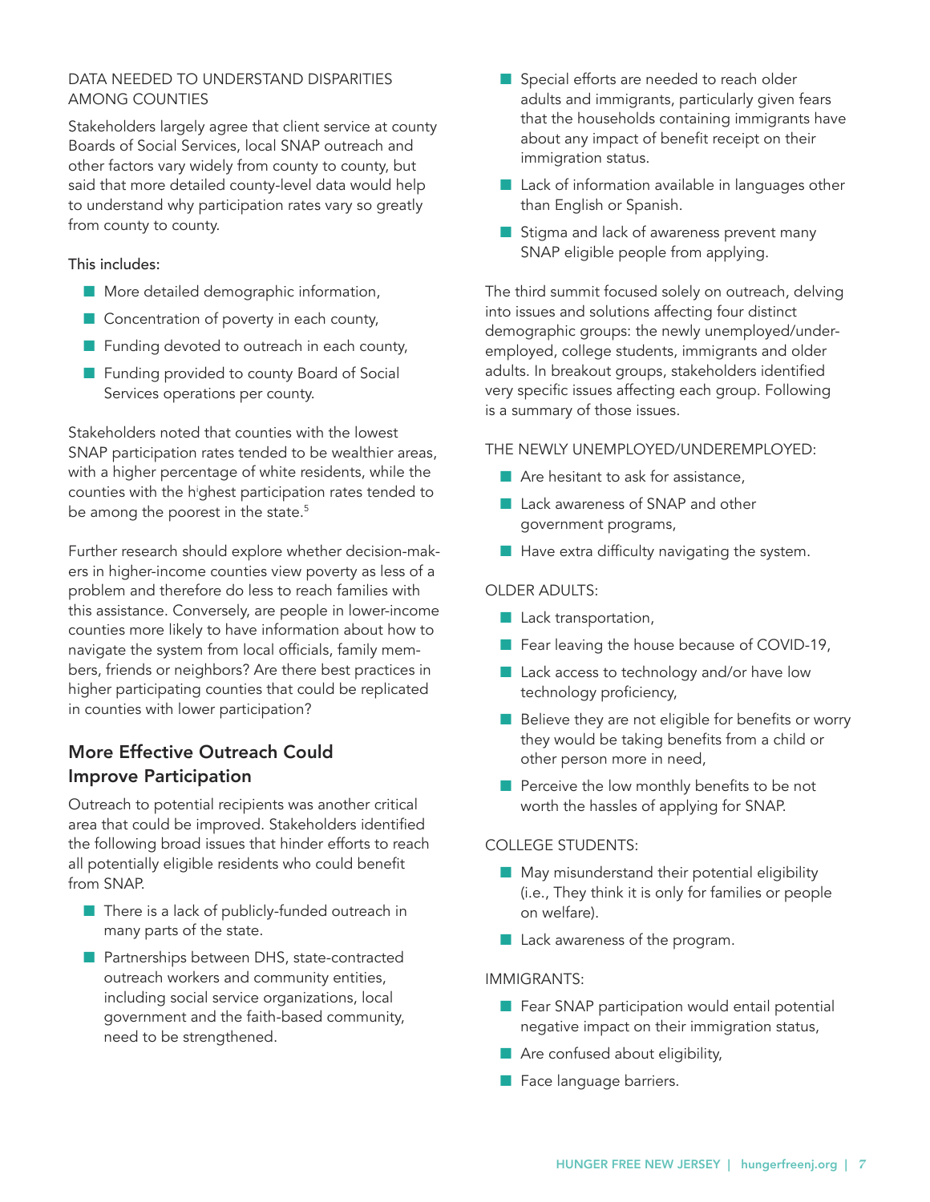DATA NEEDED TO UNDERSTAND DISPARITIES AMONG COUNTIES

Stakeholders largely agree that client service at county Boards of Social Services, local SNAP outreach and other factors vary widely from county to county, but said that more detailed county-level data would help to understand why participation rates vary so greatly from county to county.

This includes:

- More detailed demographic information,
- Concentration of poverty in each county,
- Funding devoted to outreach in each county,
- Funding provided to county Board of Social Services operations per county.

Stakeholders noted that counties with the lowest SNAP participation rates tended to be wealthier areas, with a higher percentage of white residents, while the counties with the highest participation rates tended to be among the poorest in the state.[5]

Further research should explore whether decision-makers in higher-income counties view poverty as less of a problem and therefore do less to reach families with this assistance. Conversely, are people in lower-income counties more likely to have information about how to navigate the system from local officials, family members, friends or neighbors? Are there best practices in higher participating counties that could be replicated in counties with lower participation?

## More Effective Outreach Could Improve Participation

Outreach to potential recipients was another critical area that could be improved. Stakeholders identified the following broad issues that hinder efforts to reach all potentially eligible residents who could benefit from SNAP.

- There is a lack of publicly-funded outreach in many parts of the state.
- Partnerships between DHS, state-contracted outreach workers and community entities, including social service organizations, local government and the faith-based community, need to be strengthened.
- Special efforts are needed to reach older adults and immigrants, particularly given fears that the households containing immigrants have about any impact of benefit receipt on their immigration status.
- Lack of information available in languages other than English or Spanish.
- Stigma and lack of awareness prevent many SNAP eligible people from applying.

The third summit focused solely on outreach, delving into issues and solutions affecting four distinct demographic groups: the newly unemployed/under-employed, college students, immigrants and older adults. In breakout groups, stakeholders identified very specific issues affecting each group. Following is a summary of those issues.

THE NEWLY UNEMPLOYED/UNDEREMPLOYED:

- Are hesitant to ask for assistance,
- Lack awareness of SNAP and other government programs,
- Have extra difficulty navigating the system.

OLDER ADULTS:

- Lack transportation,
- Fear leaving the house because of COVID-19,
- Lack access to technology and/or have low technology proficiency,
- Believe they are not eligible for benefits or worry they would be taking benefits from a child or other person more in need,
- Perceive the low monthly benefits to be not worth the hassles of applying for SNAP.

COLLEGE STUDENTS:

- May misunderstand their potential eligibility (i.e., They think it is only for families or people on welfare).
- Lack awareness of the program.

IMMIGRANTS:

- Fear SNAP participation would entail potential negative impact on their immigration status,
- Are confused about eligibility,
- Face language barriers.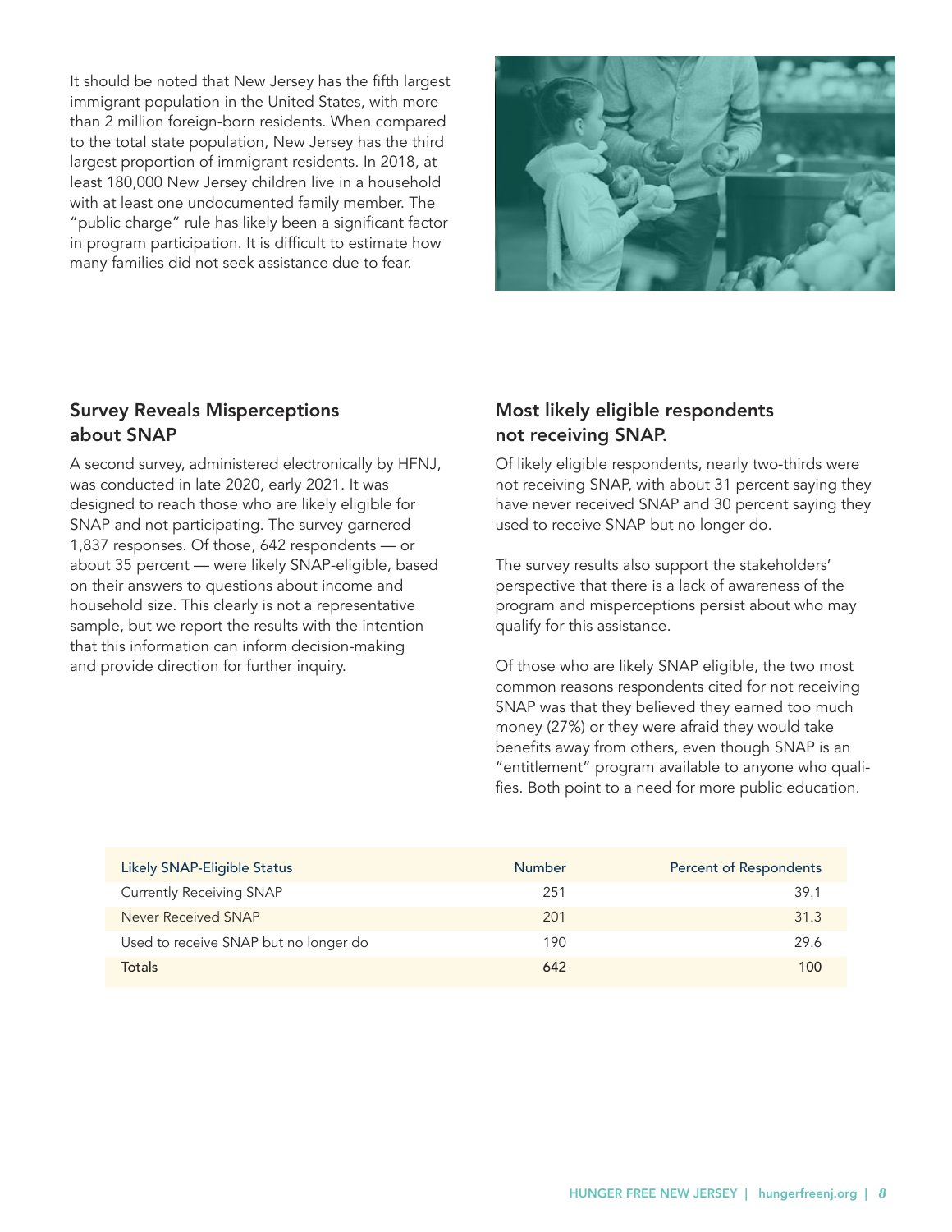It should be noted that New Jersey has the fifth largest immigrant population in the United States, with more than 2 million foreign-born residents. When compared to the total state population, New Jersey has the third largest proportion of immigrant residents. In 2018, at least 180,000 New Jersey children live in a household with at least one undocumented family member. The "public charge" rule has likely been a significant factor in program participation. It is difficult to estimate how many families did not seek assistance due to fear.

### Survey Reveals Misperceptions about SNAP

A second survey, administered electronically by HFNJ, was conducted in late 2020, early 2021. It was designed to reach those who are likely eligible for SNAP and not participating. The survey garnered 1,837 responses. Of those, 642 respondents — or about 35 percent — were likely SNAP-eligible, based on their answers to questions about income and household size. This clearly is not a representative sample, but we report the results with the intention that this information can inform decision-making and provide direction for further inquiry.

### Most likely eligible respondents not receiving SNAP.

Of likely eligible respondents, nearly two-thirds were not receiving SNAP, with about 31 percent saying they have never received SNAP and 30 percent saying they used to receive SNAP but no longer do.

The survey results also support the stakeholders' perspective that there is a lack of awareness of the program and misperceptions persist about who may qualify for this assistance.

Of those who are likely SNAP eligible, the two most common reasons respondents cited for not receiving SNAP was that they believed they earned too much money (27%) or they were afraid they would take benefits away from others, even though SNAP is an "entitlement" program available to anyone who qualifies. Both point to a need for more public education.

| Likely SNAP-Eligible Status | Number | Percent of Respondents |
|---|---|---|
| Currently Receiving SNAP | 251 | 39.1 |
| Never Received SNAP | 201 | 31.3 |
| Used to receive SNAP but no longer do | 190 | 29.6 |
| Totals | 642 | 100 |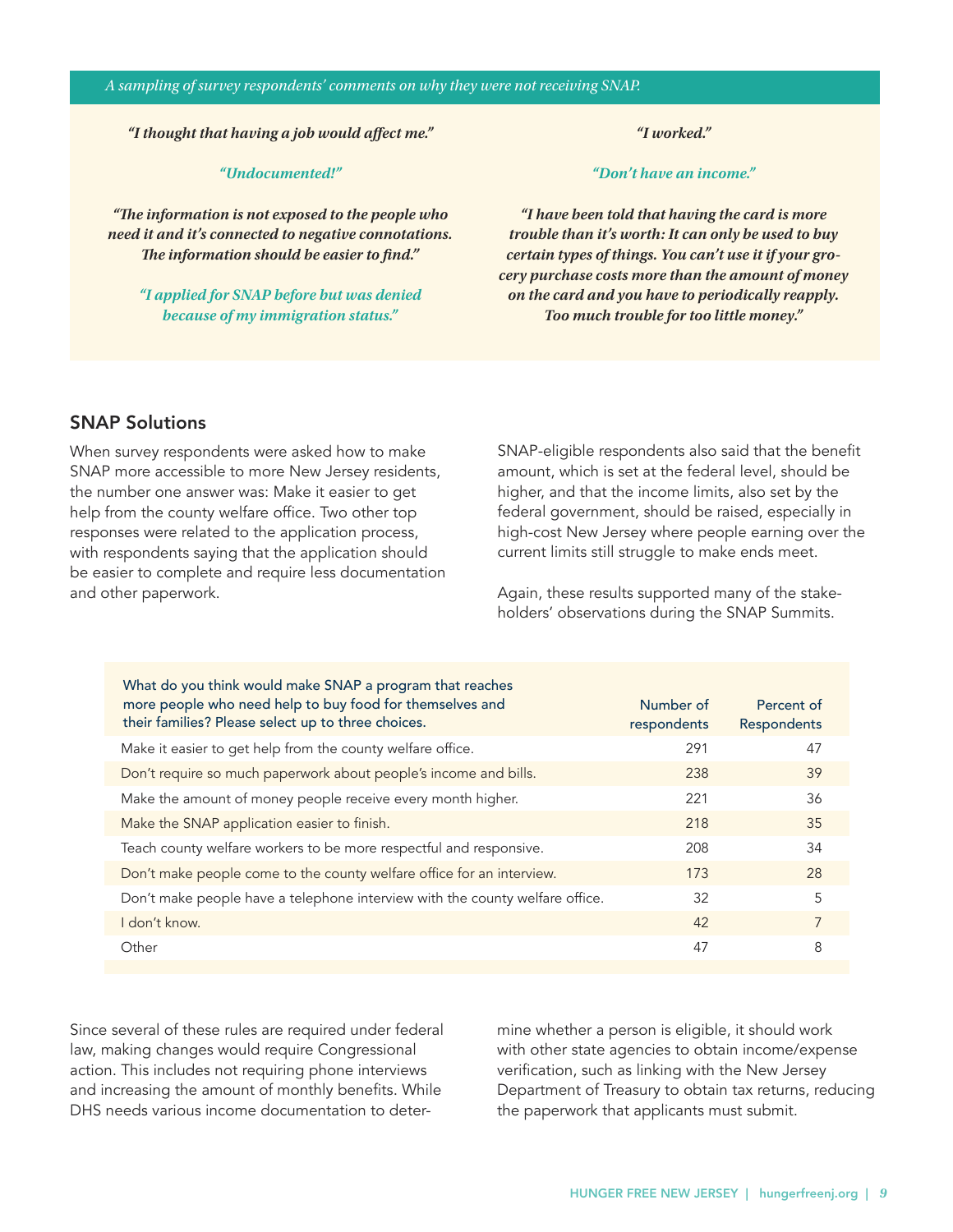*A sampling of survey respondents' comments on why they were not receiving SNAP.*

***"I thought that having a job would affect me."***

***"Undocumented!"***

***"The information is not exposed to the people who need it and it's connected to negative connotations. The information should be easier to find."***

***"I applied for SNAP before but was denied because of my immigration status."***

***"I worked."***

***"Don't have an income."***

***"I have been told that having the card is more trouble than it's worth: It can only be used to buy certain types of things. You can't use it if your grocery purchase costs more than the amount of money on the card and you have to periodically reapply. Too much trouble for too little money."***

## SNAP Solutions

When survey respondents were asked how to make SNAP more accessible to more New Jersey residents, the number one answer was: Make it easier to get help from the county welfare office. Two other top responses were related to the application process, with respondents saying that the application should be easier to complete and require less documentation and other paperwork.

SNAP-eligible respondents also said that the benefit amount, which is set at the federal level, should be higher, and that the income limits, also set by the federal government, should be raised, especially in high-cost New Jersey where people earning over the current limits still struggle to make ends meet.

Again, these results supported many of the stakeholders' observations during the SNAP Summits.

| What do you think would make SNAP a program that reaches more people who need help to buy food for themselves and their families? Please select up to three choices. | Number of respondents | Percent of Respondents |
|---|---|---|
| Make it easier to get help from the county welfare office. | 291 | 47 |
| Don't require so much paperwork about people's income and bills. | 238 | 39 |
| Make the amount of money people receive every month higher. | 221 | 36 |
| Make the SNAP application easier to finish. | 218 | 35 |
| Teach county welfare workers to be more respectful and responsive. | 208 | 34 |
| Don't make people come to the county welfare office for an interview. | 173 | 28 |
| Don't make people have a telephone interview with the county welfare office. | 32 | 5 |
| I don't know. | 42 | 7 |
| Other | 47 | 8 |

Since several of these rules are required under federal law, making changes would require Congressional action. This includes not requiring phone interviews and increasing the amount of monthly benefits. While DHS needs various income documentation to determine whether a person is eligible, it should work with other state agencies to obtain income/expense verification, such as linking with the New Jersey Department of Treasury to obtain tax returns, reducing the paperwork that applicants must submit.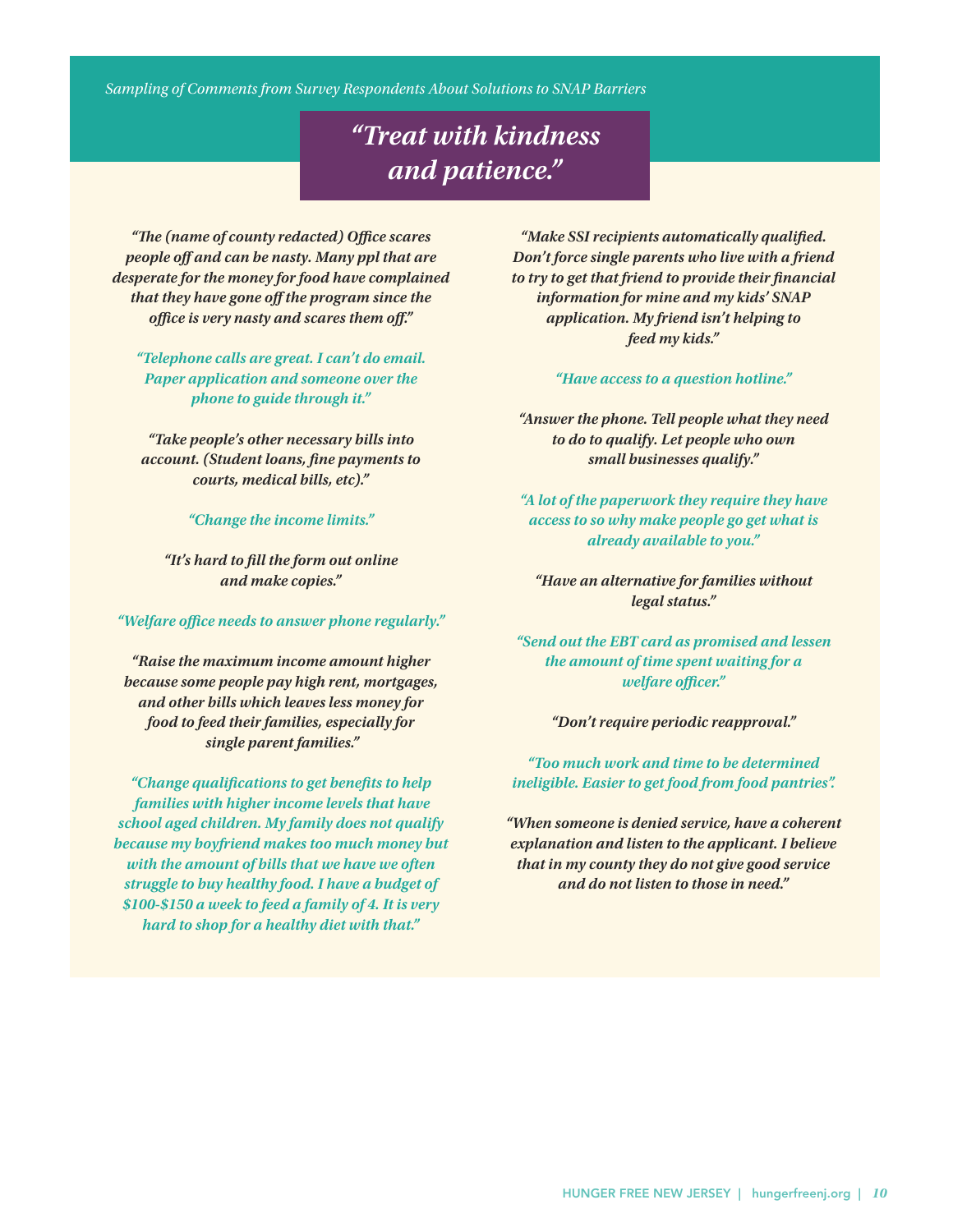*Sampling of Comments from Survey Respondents About Solutions to SNAP Barriers*

## *"Treat with kindness and patience."*

*"The (name of county redacted) Office scares people off and can be nasty. Many ppl that are desperate for the money for food have complained that they have gone off the program since the office is very nasty and scares them off."*

*"Telephone calls are great. I can't do email. Paper application and someone over the phone to guide through it."*

*"Take people's other necessary bills into account. (Student loans, fine payments to courts, medical bills, etc)."*

*"Change the income limits."*

*"It's hard to fill the form out online and make copies."*

*"Welfare office needs to answer phone regularly."*

*"Raise the maximum income amount higher because some people pay high rent, mortgages, and other bills which leaves less money for food to feed their families, especially for single parent families."*

*"Change qualifications to get benefits to help families with higher income levels that have school aged children. My family does not qualify because my boyfriend makes too much money but with the amount of bills that we have we often struggle to buy healthy food. I have a budget of $100-$150 a week to feed a family of 4. It is very hard to shop for a healthy diet with that."*

*"Make SSI recipients automatically qualified. Don't force single parents who live with a friend to try to get that friend to provide their financial information for mine and my kids' SNAP application. My friend isn't helping to feed my kids."*

*"Have access to a question hotline."*

*"Answer the phone. Tell people what they need to do to qualify. Let people who own small businesses qualify."*

*"A lot of the paperwork they require they have access to so why make people go get what is already available to you."*

*"Have an alternative for families without legal status."*

*"Send out the EBT card as promised and lessen the amount of time spent waiting for a welfare officer."*

*"Don't require periodic reapproval."*

*"Too much work and time to be determined ineligible. Easier to get food from food pantries".*

*"When someone is denied service, have a coherent explanation and listen to the applicant. I believe that in my county they do not give good service and do not listen to those in need."*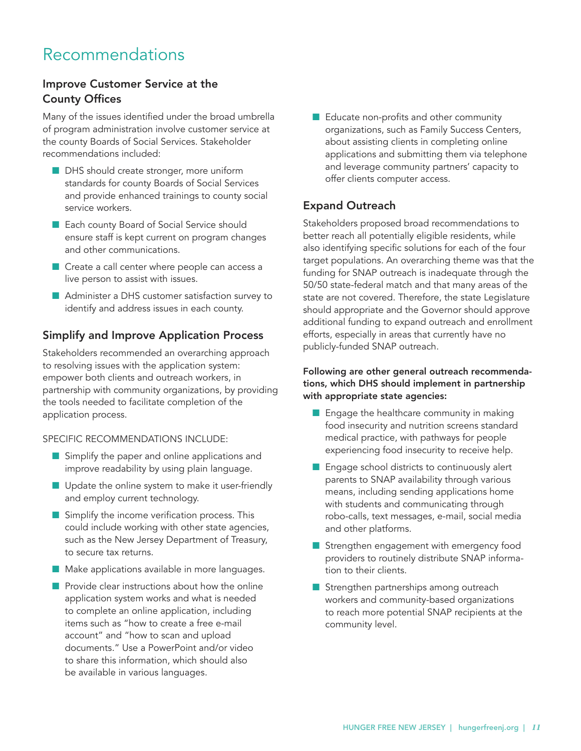# Recommendations

## Improve Customer Service at the County Offices

Many of the issues identified under the broad umbrella of program administration involve customer service at the county Boards of Social Services. Stakeholder recommendations included:

- DHS should create stronger, more uniform standards for county Boards of Social Services and provide enhanced trainings to county social service workers.
- Each county Board of Social Service should ensure staff is kept current on program changes and other communications.
- Create a call center where people can access a live person to assist with issues.
- Administer a DHS customer satisfaction survey to identify and address issues in each county.

## Simplify and Improve Application Process

Stakeholders recommended an overarching approach to resolving issues with the application system: empower both clients and outreach workers, in partnership with community organizations, by providing the tools needed to facilitate completion of the application process.

SPECIFIC RECOMMENDATIONS INCLUDE:

- Simplify the paper and online applications and improve readability by using plain language.
- Update the online system to make it user-friendly and employ current technology.
- Simplify the income verification process. This could include working with other state agencies, such as the New Jersey Department of Treasury, to secure tax returns.
- Make applications available in more languages.
- Provide clear instructions about how the online application system works and what is needed to complete an online application, including items such as "how to create a free e-mail account" and "how to scan and upload documents." Use a PowerPoint and/or video to share this information, which should also be available in various languages.
- Educate non-profits and other community organizations, such as Family Success Centers, about assisting clients in completing online applications and submitting them via telephone and leverage community partners' capacity to offer clients computer access.

## Expand Outreach

Stakeholders proposed broad recommendations to better reach all potentially eligible residents, while also identifying specific solutions for each of the four target populations. An overarching theme was that the funding for SNAP outreach is inadequate through the 50/50 state-federal match and that many areas of the state are not covered. Therefore, the state Legislature should appropriate and the Governor should approve additional funding to expand outreach and enrollment efforts, especially in areas that currently have no publicly-funded SNAP outreach.

**Following are other general outreach recommendations, which DHS should implement in partnership with appropriate state agencies:**

- Engage the healthcare community in making food insecurity and nutrition screens standard medical practice, with pathways for people experiencing food insecurity to receive help.
- Engage school districts to continuously alert parents to SNAP availability through various means, including sending applications home with students and communicating through robo-calls, text messages, e-mail, social media and other platforms.
- Strengthen engagement with emergency food providers to routinely distribute SNAP information to their clients.
- Strengthen partnerships among outreach workers and community-based organizations to reach more potential SNAP recipients at the community level.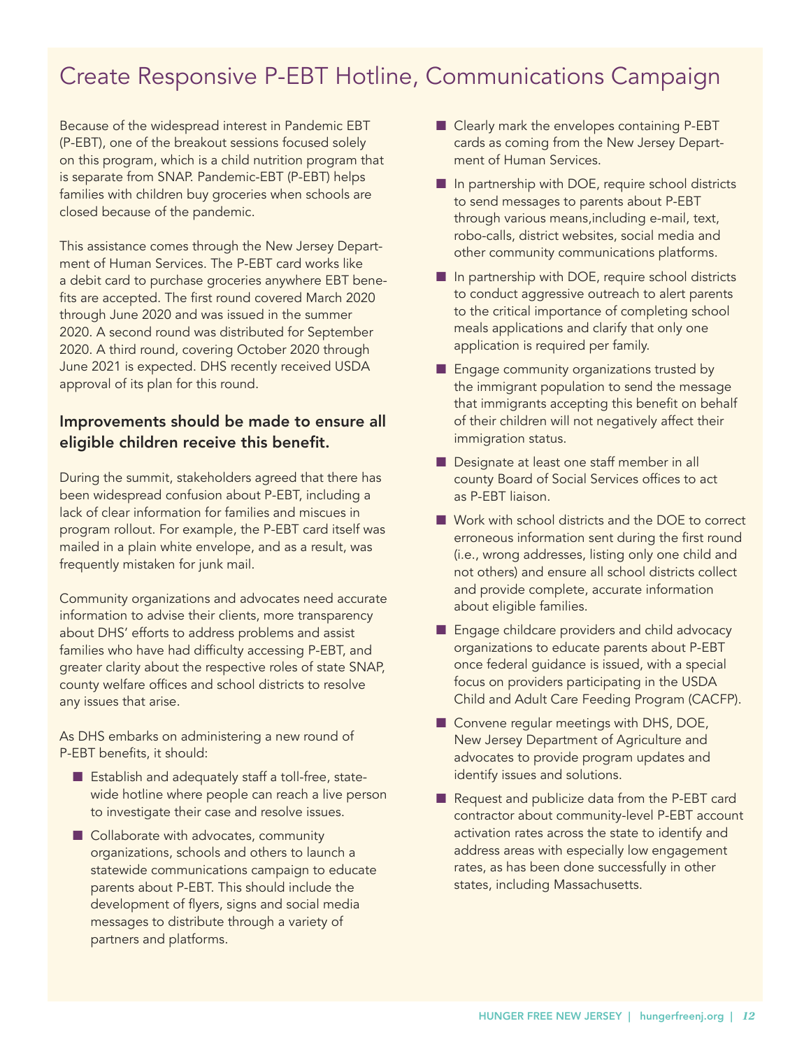# Create Responsive P-EBT Hotline, Communications Campaign

Because of the widespread interest in Pandemic EBT (P-EBT), one of the breakout sessions focused solely on this program, which is a child nutrition program that is separate from SNAP. Pandemic-EBT (P-EBT) helps families with children buy groceries when schools are closed because of the pandemic.

This assistance comes through the New Jersey Department of Human Services. The P-EBT card works like a debit card to purchase groceries anywhere EBT benefits are accepted. The first round covered March 2020 through June 2020 and was issued in the summer 2020. A second round was distributed for September 2020. A third round, covering October 2020 through June 2021 is expected. DHS recently received USDA approval of its plan for this round.

### Improvements should be made to ensure all eligible children receive this benefit.

During the summit, stakeholders agreed that there has been widespread confusion about P-EBT, including a lack of clear information for families and miscues in program rollout. For example, the P-EBT card itself was mailed in a plain white envelope, and as a result, was frequently mistaken for junk mail.

Community organizations and advocates need accurate information to advise their clients, more transparency about DHS' efforts to address problems and assist families who have had difficulty accessing P-EBT, and greater clarity about the respective roles of state SNAP, county welfare offices and school districts to resolve any issues that arise.

As DHS embarks on administering a new round of P-EBT benefits, it should:

- Establish and adequately staff a toll-free, statewide hotline where people can reach a live person to investigate their case and resolve issues.
- Collaborate with advocates, community organizations, schools and others to launch a statewide communications campaign to educate parents about P-EBT. This should include the development of flyers, signs and social media messages to distribute through a variety of partners and platforms.
- Clearly mark the envelopes containing P-EBT cards as coming from the New Jersey Department of Human Services.
- In partnership with DOE, require school districts to send messages to parents about P-EBT through various means,including e-mail, text, robo-calls, district websites, social media and other community communications platforms.
- In partnership with DOE, require school districts to conduct aggressive outreach to alert parents to the critical importance of completing school meals applications and clarify that only one application is required per family.
- Engage community organizations trusted by the immigrant population to send the message that immigrants accepting this benefit on behalf of their children will not negatively affect their immigration status.
- Designate at least one staff member in all county Board of Social Services offices to act as P-EBT liaison.
- Work with school districts and the DOE to correct erroneous information sent during the first round (i.e., wrong addresses, listing only one child and not others) and ensure all school districts collect and provide complete, accurate information about eligible families.
- Engage childcare providers and child advocacy organizations to educate parents about P-EBT once federal guidance is issued, with a special focus on providers participating in the USDA Child and Adult Care Feeding Program (CACFP).
- Convene regular meetings with DHS, DOE, New Jersey Department of Agriculture and advocates to provide program updates and identify issues and solutions.
- Request and publicize data from the P-EBT card contractor about community-level P-EBT account activation rates across the state to identify and address areas with especially low engagement rates, as has been done successfully in other states, including Massachusetts.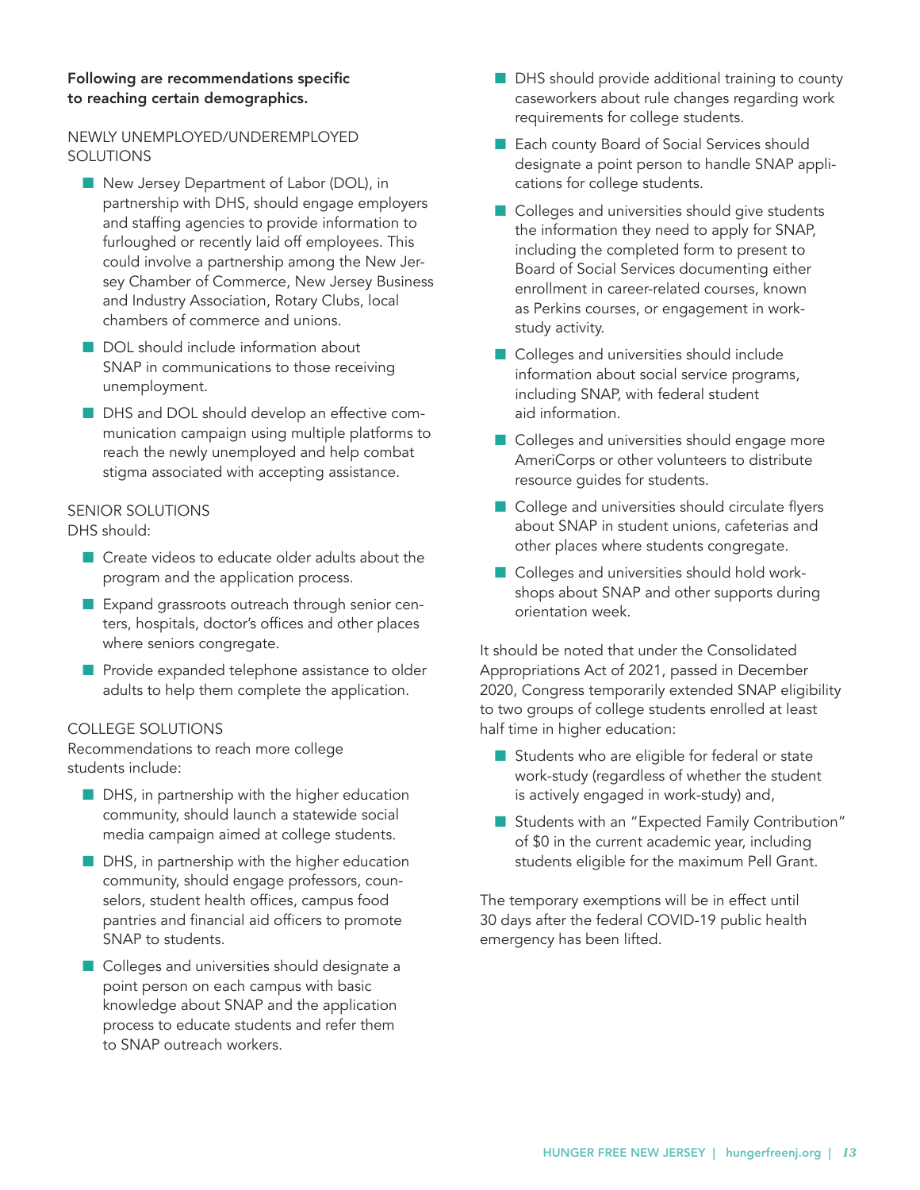**Following are recommendations specific to reaching certain demographics.**

NEWLY UNEMPLOYED/UNDEREMPLOYED SOLUTIONS

- New Jersey Department of Labor (DOL), in partnership with DHS, should engage employers and staffing agencies to provide information to furloughed or recently laid off employees. This could involve a partnership among the New Jersey Chamber of Commerce, New Jersey Business and Industry Association, Rotary Clubs, local chambers of commerce and unions.
- DOL should include information about SNAP in communications to those receiving unemployment.
- DHS and DOL should develop an effective communication campaign using multiple platforms to reach the newly unemployed and help combat stigma associated with accepting assistance.

SENIOR SOLUTIONS

DHS should:

- Create videos to educate older adults about the program and the application process.
- Expand grassroots outreach through senior centers, hospitals, doctor's offices and other places where seniors congregate.
- Provide expanded telephone assistance to older adults to help them complete the application.

COLLEGE SOLUTIONS

Recommendations to reach more college students include:

- DHS, in partnership with the higher education community, should launch a statewide social media campaign aimed at college students.
- DHS, in partnership with the higher education community, should engage professors, counselors, student health offices, campus food pantries and financial aid officers to promote SNAP to students.
- Colleges and universities should designate a point person on each campus with basic knowledge about SNAP and the application process to educate students and refer them to SNAP outreach workers.
- DHS should provide additional training to county caseworkers about rule changes regarding work requirements for college students.
- Each county Board of Social Services should designate a point person to handle SNAP applications for college students.
- Colleges and universities should give students the information they need to apply for SNAP, including the completed form to present to Board of Social Services documenting either enrollment in career-related courses, known as Perkins courses, or engagement in work-study activity.
- Colleges and universities should include information about social service programs, including SNAP, with federal student aid information.
- Colleges and universities should engage more AmeriCorps or other volunteers to distribute resource guides for students.
- College and universities should circulate flyers about SNAP in student unions, cafeterias and other places where students congregate.
- Colleges and universities should hold workshops about SNAP and other supports during orientation week.

It should be noted that under the Consolidated Appropriations Act of 2021, passed in December 2020, Congress temporarily extended SNAP eligibility to two groups of college students enrolled at least half time in higher education:

- Students who are eligible for federal or state work-study (regardless of whether the student is actively engaged in work-study) and,
- Students with an "Expected Family Contribution" of $0 in the current academic year, including students eligible for the maximum Pell Grant.

The temporary exemptions will be in effect until 30 days after the federal COVID-19 public health emergency has been lifted.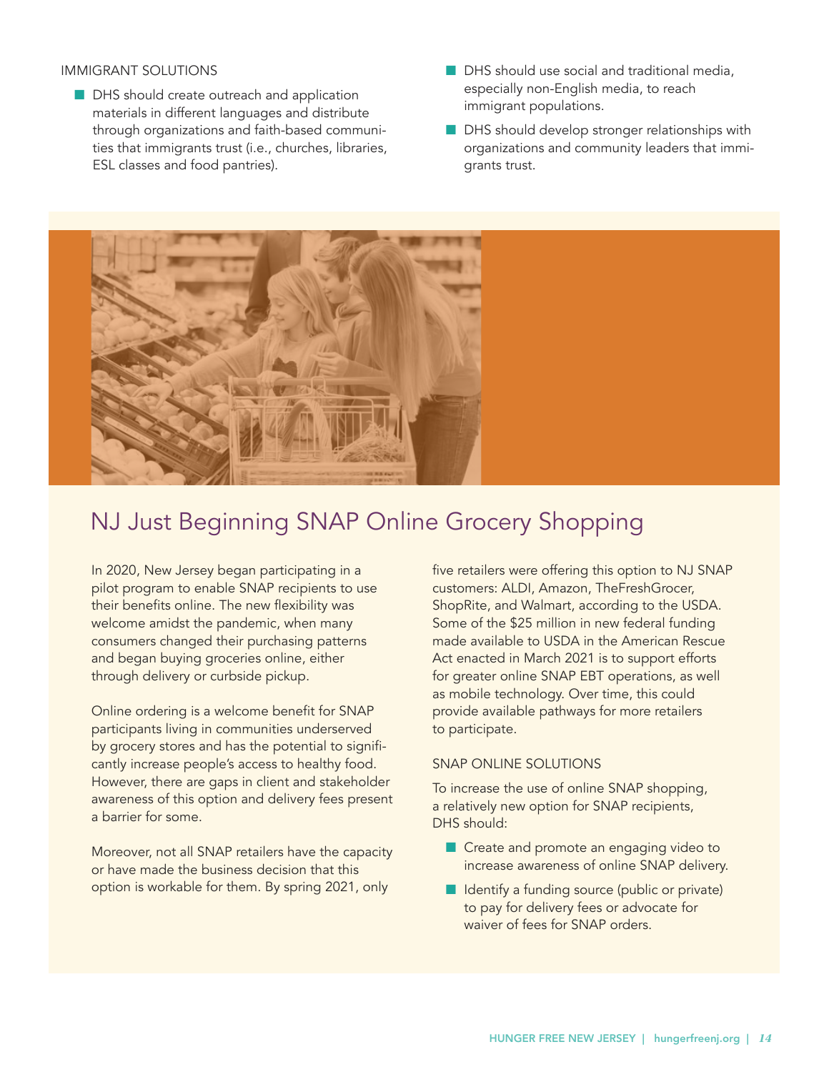IMMIGRANT SOLUTIONS

- DHS should create outreach and application materials in different languages and distribute through organizations and faith-based communities that immigrants trust (i.e., churches, libraries, ESL classes and food pantries).
- DHS should use social and traditional media, especially non-English media, to reach immigrant populations.
- DHS should develop stronger relationships with organizations and community leaders that immigrants trust.

## NJ Just Beginning SNAP Online Grocery Shopping

In 2020, New Jersey began participating in a pilot program to enable SNAP recipients to use their benefits online. The new flexibility was welcome amidst the pandemic, when many consumers changed their purchasing patterns and began buying groceries online, either through delivery or curbside pickup.

Online ordering is a welcome benefit for SNAP participants living in communities underserved by grocery stores and has the potential to significantly increase people's access to healthy food. However, there are gaps in client and stakeholder awareness of this option and delivery fees present a barrier for some.

Moreover, not all SNAP retailers have the capacity or have made the business decision that this option is workable for them. By spring 2021, only five retailers were offering this option to NJ SNAP customers: ALDI, Amazon, TheFreshGrocer, ShopRite, and Walmart, according to the USDA. Some of the $25 million in new federal funding made available to USDA in the American Rescue Act enacted in March 2021 is to support efforts for greater online SNAP EBT operations, as well as mobile technology. Over time, this could provide available pathways for more retailers to participate.

SNAP ONLINE SOLUTIONS

To increase the use of online SNAP shopping, a relatively new option for SNAP recipients, DHS should:

- Create and promote an engaging video to increase awareness of online SNAP delivery.
- Identify a funding source (public or private) to pay for delivery fees or advocate for waiver of fees for SNAP orders.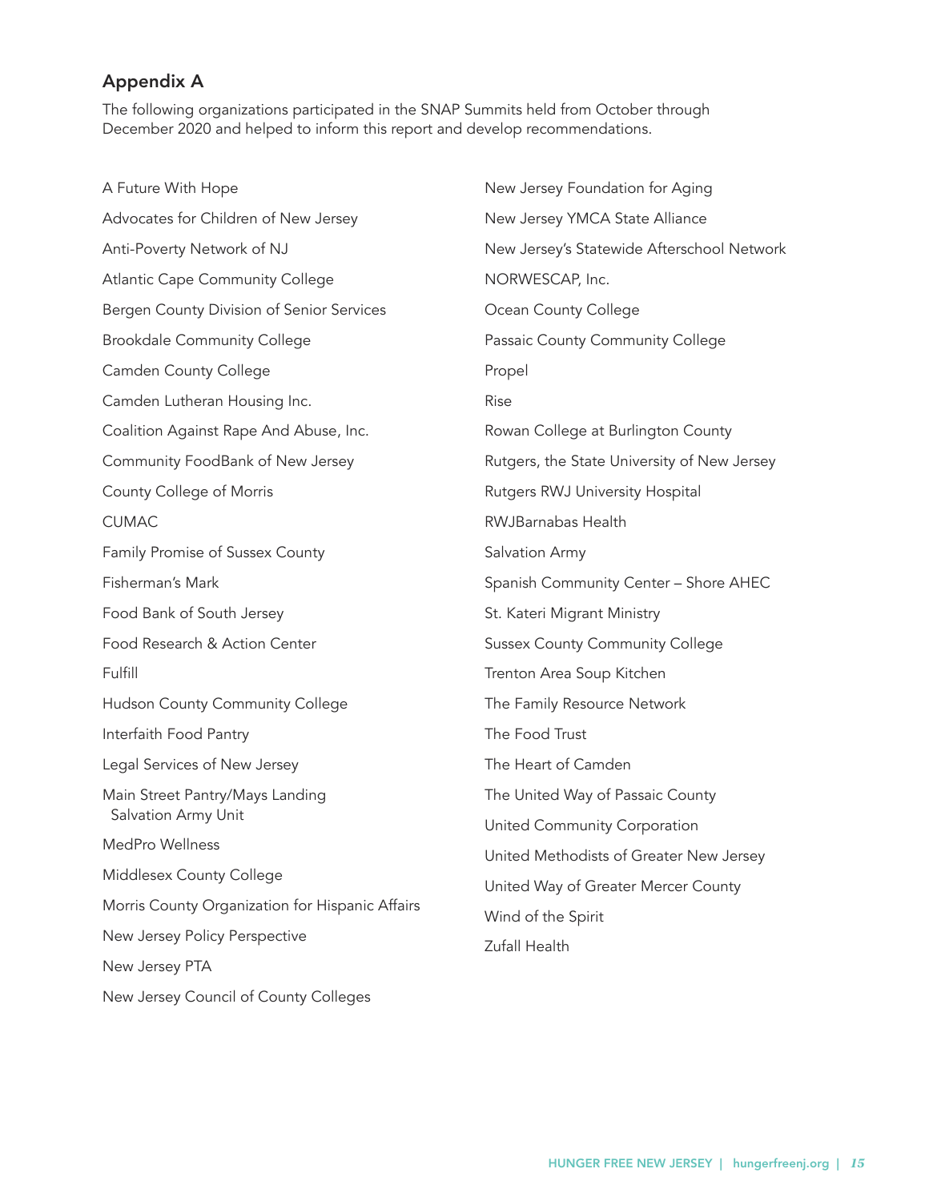## Appendix A

The following organizations participated in the SNAP Summits held from October through December 2020 and helped to inform this report and develop recommendations.

- A Future With Hope
- Advocates for Children of New Jersey
- Anti-Poverty Network of NJ
- Atlantic Cape Community College
- Bergen County Division of Senior Services
- Brookdale Community College
- Camden County College
- Camden Lutheran Housing Inc.
- Coalition Against Rape And Abuse, Inc.
- Community FoodBank of New Jersey
- County College of Morris
- CUMAC
- Family Promise of Sussex County
- Fisherman's Mark
- Food Bank of South Jersey
- Food Research & Action Center
- Fulfill
- Hudson County Community College
- Interfaith Food Pantry
- Legal Services of New Jersey
- Main Street Pantry/Mays Landing Salvation Army Unit
- MedPro Wellness
- Middlesex County College
- Morris County Organization for Hispanic Affairs
- New Jersey Policy Perspective
- New Jersey PTA
- New Jersey Council of County Colleges
- New Jersey Foundation for Aging
- New Jersey YMCA State Alliance
- New Jersey's Statewide Afterschool Network
- NORWESCAP, Inc.
- Ocean County College
- Passaic County Community College
- Propel
- Rise
- Rowan College at Burlington County
- Rutgers, the State University of New Jersey
- Rutgers RWJ University Hospital
- RWJBarnabas Health
- Salvation Army
- Spanish Community Center – Shore AHEC
- St. Kateri Migrant Ministry
- Sussex County Community College
- Trenton Area Soup Kitchen
- The Family Resource Network
- The Food Trust
- The Heart of Camden
- The United Way of Passaic County
- United Community Corporation
- United Methodists of Greater New Jersey
- United Way of Greater Mercer County
- Wind of the Spirit
- Zufall Health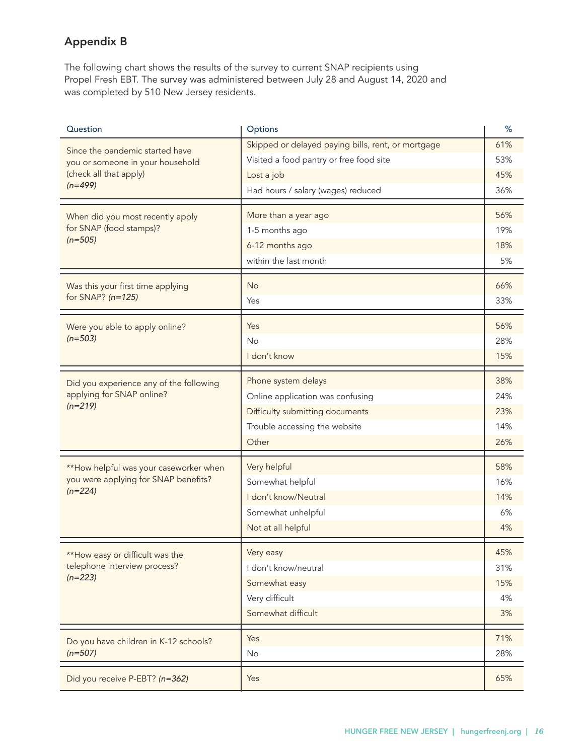## Appendix B

The following chart shows the results of the survey to current SNAP recipients using Propel Fresh EBT. The survey was administered between July 28 and August 14, 2020 and was completed by 510 New Jersey residents.

| Question | Options | % |
|---|---|---|
| Since the pandemic started have you or someone in your household (check all that apply) *(n=499)* | Skipped or delayed paying bills, rent, or mortgage | 61% |
| | Visited a food pantry or free food site | 53% |
| | Lost a job | 45% |
| | Had hours / salary (wages) reduced | 36% |
| When did you most recently apply for SNAP (food stamps)? *(n=505)* | More than a year ago | 56% |
| | 1-5 months ago | 19% |
| | 6-12 months ago | 18% |
| | within the last month | 5% |
| Was this your first time applying for SNAP? *(n=125)* | No | 66% |
| | Yes | 33% |
| Were you able to apply online? *(n=503)* | Yes | 56% |
| | No | 28% |
| | I don't know | 15% |
| Did you experience any of the following applying for SNAP online? *(n=219)* | Phone system delays | 38% |
| | Online application was confusing | 24% |
| | Difficulty submitting documents | 23% |
| | Trouble accessing the website | 14% |
| | Other | 26% |
| **How helpful was your caseworker when you were applying for SNAP benefits? *(n=224)* | Very helpful | 58% |
| | Somewhat helpful | 16% |
| | I don't know/Neutral | 14% |
| | Somewhat unhelpful | 6% |
| | Not at all helpful | 4% |
| **How easy or difficult was the telephone interview process? *(n=223)* | Very easy | 45% |
| | I don't know/neutral | 31% |
| | Somewhat easy | 15% |
| | Very difficult | 4% |
| | Somewhat difficult | 3% |
| Do you have children in K-12 schools? *(n=507)* | Yes | 71% |
| | No | 28% |
| Did you receive P-EBT? *(n=362)* | Yes | 65% |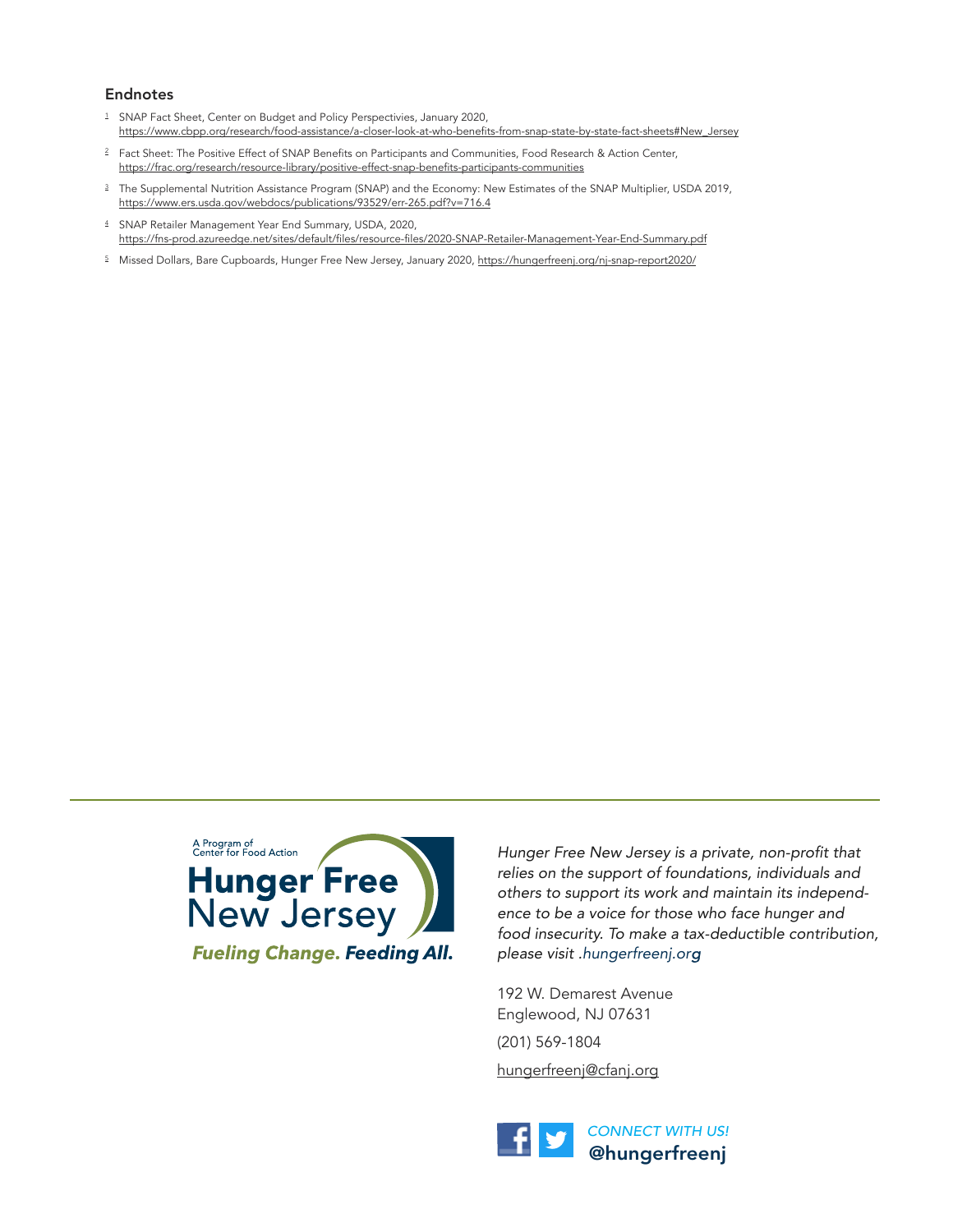## Endnotes

1. SNAP Fact Sheet, Center on Budget and Policy Perspectivies, January 2020, https://www.cbpp.org/research/food-assistance/a-closer-look-at-who-benefits-from-snap-state-by-state-fact-sheets#New_Jersey
2. Fact Sheet: The Positive Effect of SNAP Benefits on Participants and Communities, Food Research & Action Center, https://frac.org/research/resource-library/positive-effect-snap-benefits-participants-communities
3. The Supplemental Nutrition Assistance Program (SNAP) and the Economy: New Estimates of the SNAP Multiplier, USDA 2019, https://www.ers.usda.gov/webdocs/publications/93529/err-265.pdf?v=716.4
4. SNAP Retailer Management Year End Summary, USDA, 2020, https://fns-prod.azureedge.net/sites/default/files/resource-files/2020-SNAP-Retailer-Management-Year-End-Summary.pdf
5. Missed Dollars, Bare Cupboards, Hunger Free New Jersey, January 2020, https://hungerfreenj.org/nj-snap-report2020/

---

A Program of Center for Food Action

**Hunger Free** New Jersey

***Fueling Change. Feeding All.***

*Hunger Free New Jersey is a private, non-profit that relies on the support of foundations, individuals and others to support its work and maintain its independence to be a voice for those who face hunger and food insecurity. To make a tax-deductible contribution, please visit .hungerfreenj.org*

192 W. Demarest Avenue
Englewood, NJ 07631

(201) 569-1804

hungerfreenj@cfanj.org

*CONNECT WITH US!*
**@hungerfreenj**